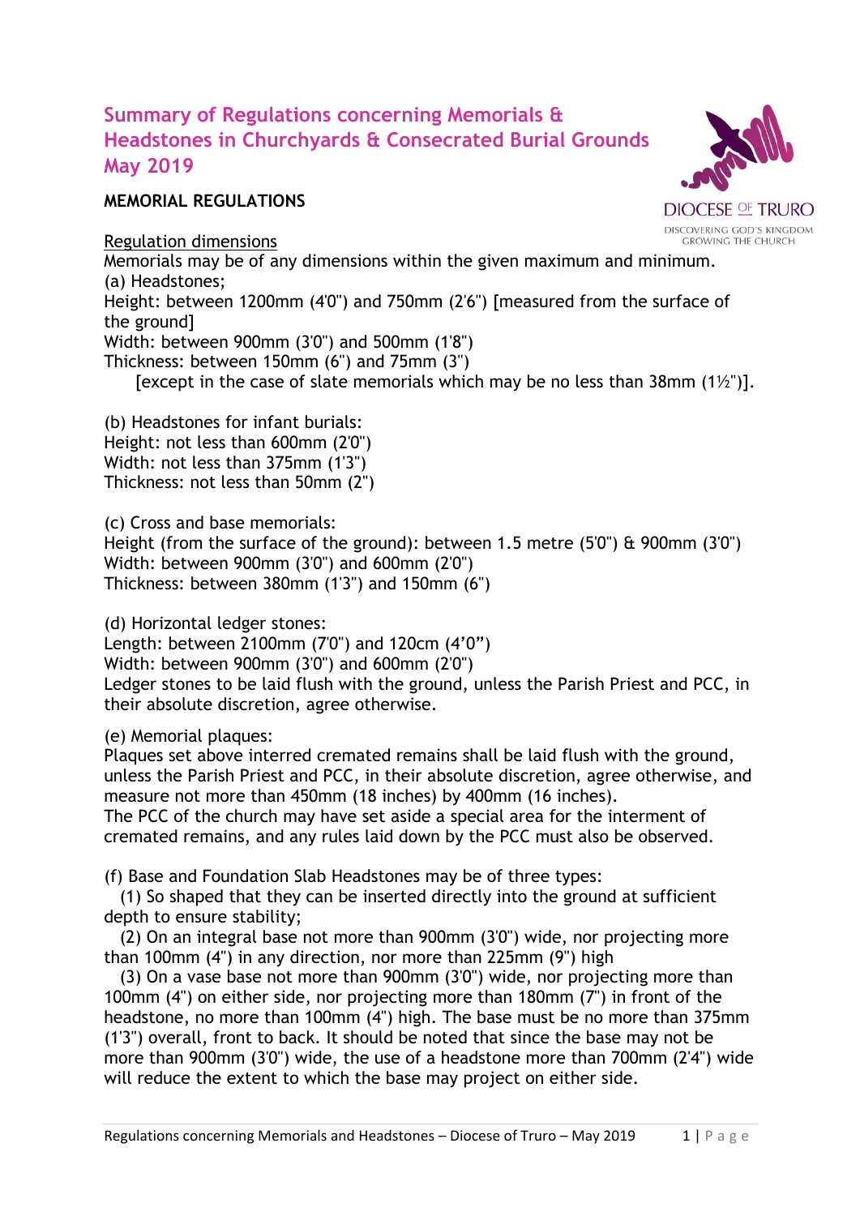# Summary of Regulations concerning Memorials & Headstones in Churchyards & Consecrated Burial Grounds May 2019

DIOCESE OF TRURO
DISCOVERING GOD'S KINGDOM
GROWING THE CHURCH

## MEMORIAL REGULATIONS

Regulation dimensions

Memorials may be of any dimensions within the given maximum and minimum.

(a) Headstones;
Height: between 1200mm (4'0") and 750mm (2'6") [measured from the surface of the ground]
Width: between 900mm (3'0") and 500mm (1'8")
Thickness: between 150mm (6") and 75mm (3")
[except in the case of slate memorials which may be no less than 38mm (1½")].

(b) Headstones for infant burials:
Height: not less than 600mm (2'0")
Width: not less than 375mm (1'3")
Thickness: not less than 50mm (2")

(c) Cross and base memorials:
Height (from the surface of the ground): between 1.5 metre (5'0") & 900mm (3'0")
Width: between 900mm (3'0") and 600mm (2'0")
Thickness: between 380mm (1'3") and 150mm (6")

(d) Horizontal ledger stones:
Length: between 2100mm (7'0") and 120cm (4'0")
Width: between 900mm (3'0") and 600mm (2'0")
Ledger stones to be laid flush with the ground, unless the Parish Priest and PCC, in their absolute discretion, agree otherwise.

(e) Memorial plaques:
Plaques set above interred cremated remains shall be laid flush with the ground, unless the Parish Priest and PCC, in their absolute discretion, agree otherwise, and measure not more than 450mm (18 inches) by 400mm (16 inches).
The PCC of the church may have set aside a special area for the interment of cremated remains, and any rules laid down by the PCC must also be observed.

(f) Base and Foundation Slab Headstones may be of three types:
(1) So shaped that they can be inserted directly into the ground at sufficient depth to ensure stability;
(2) On an integral base not more than 900mm (3'0") wide, nor projecting more than 100mm (4") in any direction, nor more than 225mm (9") high
(3) On a vase base not more than 900mm (3'0") wide, nor projecting more than 100mm (4") on either side, nor projecting more than 180mm (7") in front of the headstone, no more than 100mm (4") high. The base must be no more than 375mm (1'3") overall, front to back. It should be noted that since the base may not be more than 900mm (3'0") wide, the use of a headstone more than 700mm (2'4") wide will reduce the extent to which the base may project on either side.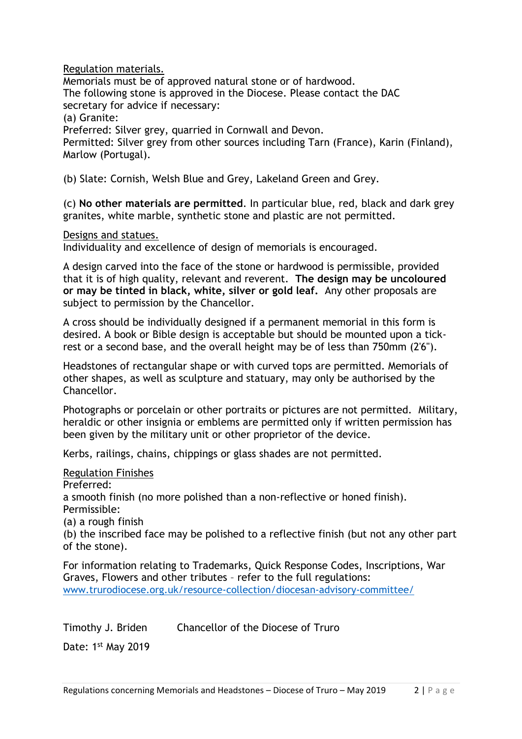<u>Regulation materials.</u>

Memorials must be of approved natural stone or of hardwood.
The following stone is approved in the Diocese. Please contact the DAC secretary for advice if necessary:

(a) Granite:
Preferred: Silver grey, quarried in Cornwall and Devon.
Permitted: Silver grey from other sources including Tarn (France), Karin (Finland), Marlow (Portugal).

(b) Slate: Cornish, Welsh Blue and Grey, Lakeland Green and Grey.

(c) **No other materials are permitted**. In particular blue, red, black and dark grey granites, white marble, synthetic stone and plastic are not permitted.

<u>Designs and statues.</u>

Individuality and excellence of design of memorials is encouraged.

A design carved into the face of the stone or hardwood is permissible, provided that it is of high quality, relevant and reverent. **The design may be uncoloured or may be tinted in black, white, silver or gold leaf.** Any other proposals are subject to permission by the Chancellor.

A cross should be individually designed if a permanent memorial in this form is desired. A book or Bible design is acceptable but should be mounted upon a tick-rest or a second base, and the overall height may be of less than 750mm (2'6").

Headstones of rectangular shape or with curved tops are permitted. Memorials of other shapes, as well as sculpture and statuary, may only be authorised by the Chancellor.

Photographs or porcelain or other portraits or pictures are not permitted. Military, heraldic or other insignia or emblems are permitted only if written permission has been given by the military unit or other proprietor of the device.

Kerbs, railings, chains, chippings or glass shades are not permitted.

<u>Regulation Finishes</u>

Preferred:
a smooth finish (no more polished than a non-reflective or honed finish).
Permissible:
(a) a rough finish
(b) the inscribed face may be polished to a reflective finish (but not any other part of the stone).

For information relating to Trademarks, Quick Response Codes, Inscriptions, War Graves, Flowers and other tributes – refer to the full regulations:
[www.trurodiocese.org.uk/resource-collection/diocesan-advisory-committee/](http://www.trurodiocese.org.uk/resource-collection/diocesan-advisory-committee/)

Timothy J. Briden Chancellor of the Diocese of Truro

Date: 1st May 2019